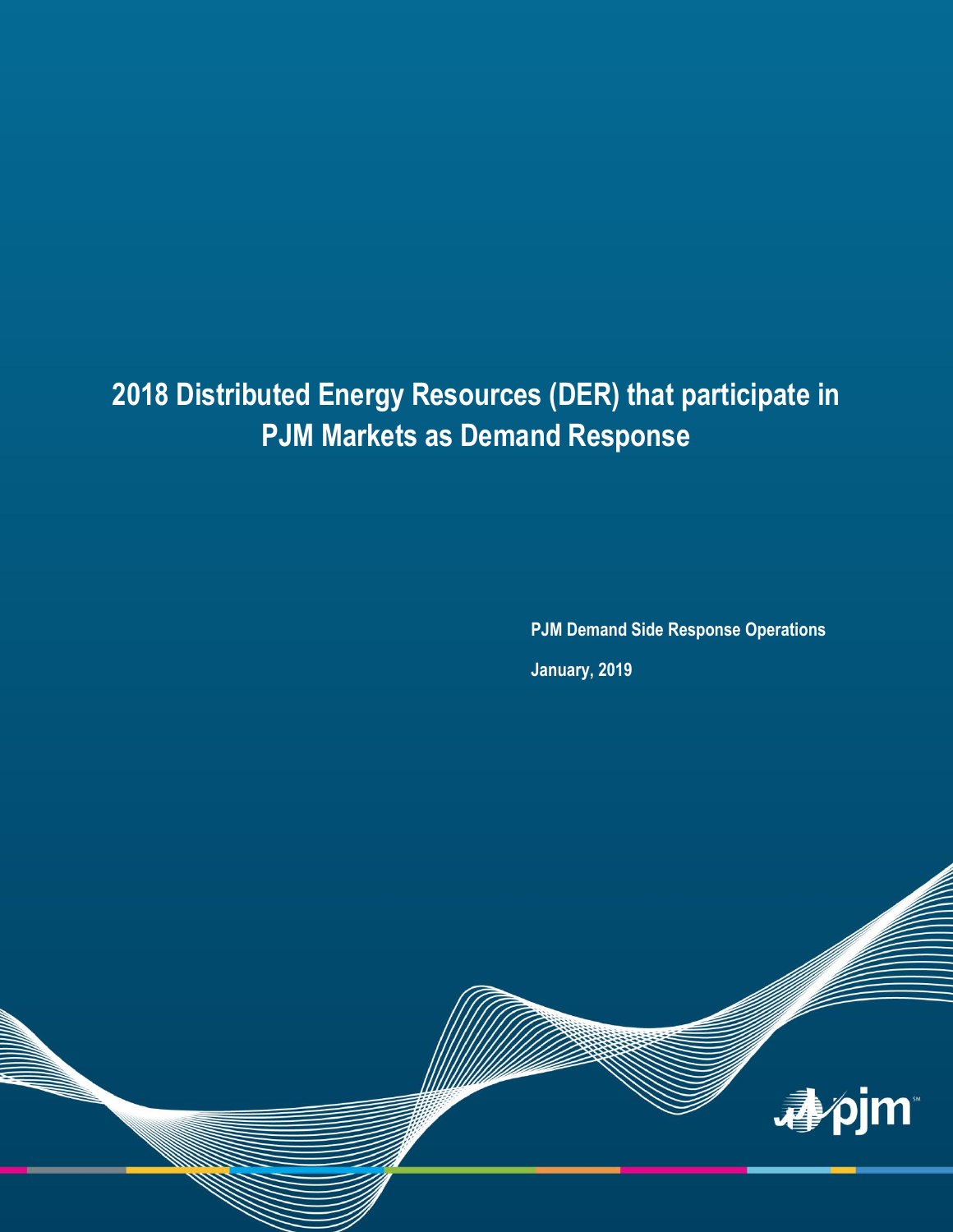# 2018 Distributed Energy Resources (DER) that participate in PJM Markets as Demand Response

**PJM Demand Side Response Operations**

**January, 2019**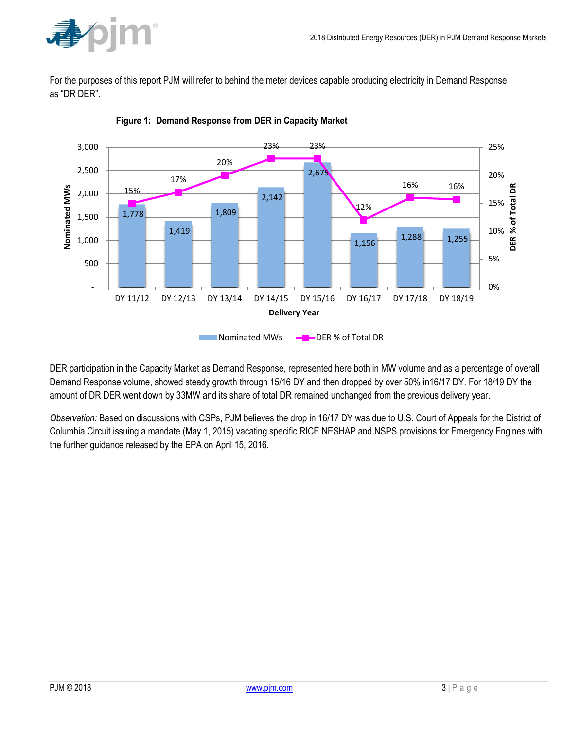For the purposes of this report PJM will refer to behind the meter devices capable producing electricity in Demand Response as “DR DER”.

**Figure 1: Demand Response from DER in Capacity Market**

| Delivery Year | Nominated MWs | DER % of Total DR |
| --- | --- | --- |
| DY 11/12 | 1,778 | 15% |
| DY 12/13 | 1,419 | 17% |
| DY 13/14 | 1,809 | 20% |
| DY 14/15 | 2,142 | 23% |
| DY 15/16 | 2,675 | 23% |
| DY 16/17 | 1,156 | 12% |
| DY 17/18 | 1,288 | 16% |
| DY 18/19 | 1,255 | 16% |

DER participation in the Capacity Market as Demand Response, represented here both in MW volume and as a percentage of overall Demand Response volume, showed steady growth through 15/16 DY and then dropped by over 50% in16/17 DY. For 18/19 DY the amount of DR DER went down by 33MW and its share of total DR remained unchanged from the previous delivery year.

*Observation:* Based on discussions with CSPs, PJM believes the drop in 16/17 DY was due to U.S. Court of Appeals for the District of Columbia Circuit issuing a mandate (May 1, 2015) vacating specific RICE NESHAP and NSPS provisions for Emergency Engines with the further guidance released by the EPA on April 15, 2016.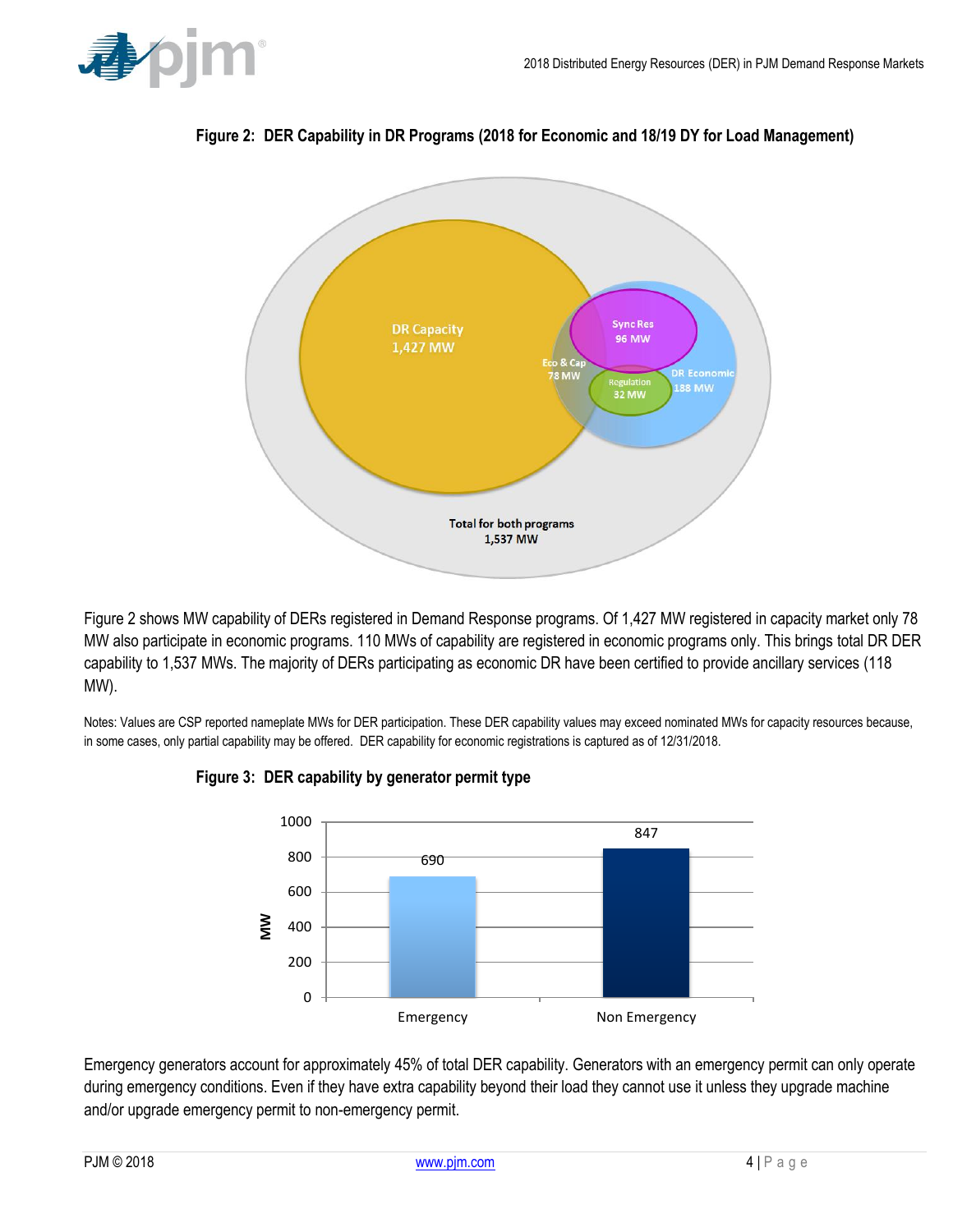**Figure 2: DER Capability in DR Programs (2018 for Economic and 18/19 DY for Load Management)**

Figure 2 shows MW capability of DERs registered in Demand Response programs. Of 1,427 MW registered in capacity market only 78 MW also participate in economic programs. 110 MWs of capability are registered in economic programs only. This brings total DR DER capability to 1,537 MWs. The majority of DERs participating as economic DR have been certified to provide ancillary services (118 MW).

Notes: Values are CSP reported nameplate MWs for DER participation. These DER capability values may exceed nominated MWs for capacity resources because, in some cases, only partial capability may be offered. DER capability for economic registrations is captured as of 12/31/2018.

**Figure 3: DER capability by generator permit type**

Emergency generators account for approximately 45% of total DER capability. Generators with an emergency permit can only operate during emergency conditions. Even if they have extra capability beyond their load they cannot use it unless they upgrade machine and/or upgrade emergency permit to non-emergency permit.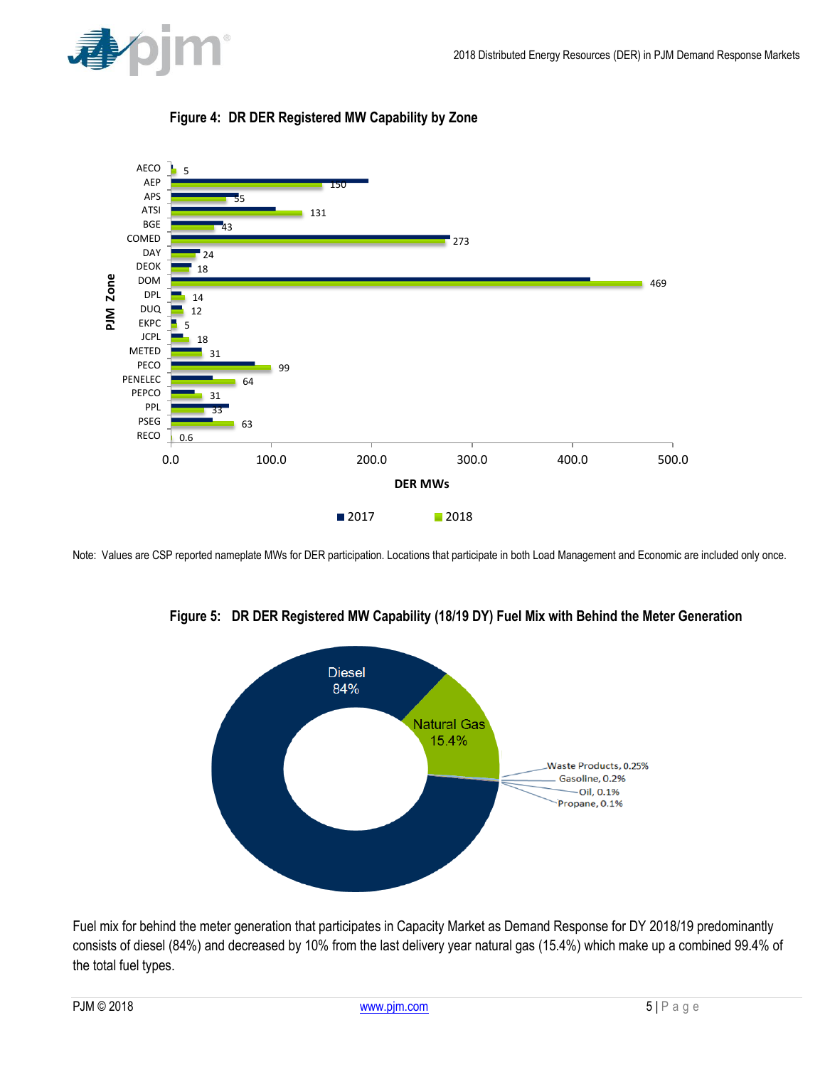**Figure 4: DR DER Registered MW Capability by Zone**

| PJM Zone | 2018 DER MWs |
|---|---|
| AECO | 5 |
| AEP | 150 |
| APS | 55 |
| ATSI | 131 |
| BGE | 43 |
| COMED | 273 |
| DAY | 24 |
| DEOK | 18 |
| DOM | 469 |
| DPL | 14 |
| DUQ | 12 |
| EKPC | 5 |
| JCPL | 18 |
| METED | 31 |
| PECO | 99 |
| PENELEC | 64 |
| PEPCO | 31 |
| PPL | 33 |
| PSEG | 63 |
| RECO | 0.6 |

Note: Values are CSP reported nameplate MWs for DER participation. Locations that participate in both Load Management and Economic are included only once.

**Figure 5: DR DER Registered MW Capability (18/19 DY) Fuel Mix with Behind the Meter Generation**

| Fuel | Share |
|---|---|
| Diesel | 84% |
| Natural Gas | 15.4% |
| Waste Products | 0.25% |
| Gasoline | 0.2% |
| Oil | 0.1% |
| Propane | 0.1% |

Fuel mix for behind the meter generation that participates in Capacity Market as Demand Response for DY 2018/19 predominantly consists of diesel (84%) and decreased by 10% from the last delivery year natural gas (15.4%) which make up a combined 99.4% of the total fuel types.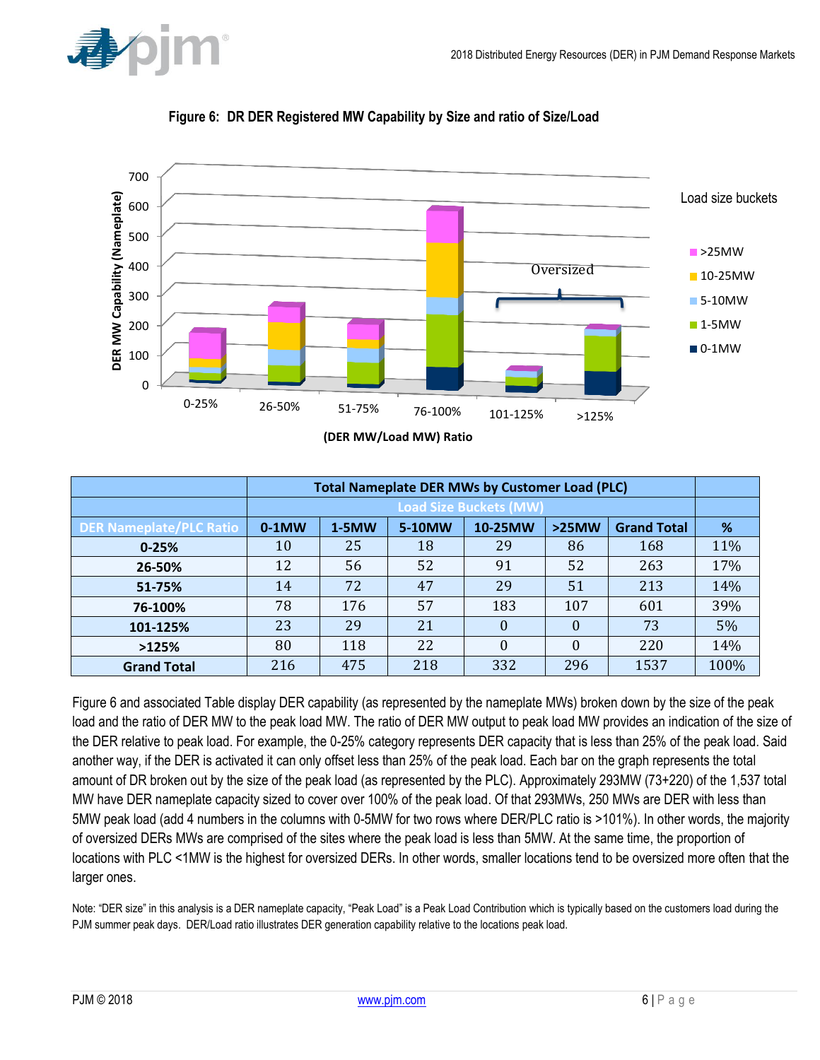**Figure 6: DR DER Registered MW Capability by Size and ratio of Size/Load**

| | Total Nameplate DER MWs by Customer Load (PLC) | | | | | | |
|---|---|---|---|---|---|---|---|
| | Load Size Buckets (MW) | | | | | | |
| DER Nameplate/PLC Ratio | 0-1MW | 1-5MW | 5-10MW | 10-25MW | >25MW | Grand Total | % |
| 0-25% | 10 | 25 | 18 | 29 | 86 | 168 | 11% |
| 26-50% | 12 | 56 | 52 | 91 | 52 | 263 | 17% |
| 51-75% | 14 | 72 | 47 | 29 | 51 | 213 | 14% |
| 76-100% | 78 | 176 | 57 | 183 | 107 | 601 | 39% |
| 101-125% | 23 | 29 | 21 | 0 | 0 | 73 | 5% |
| >125% | 80 | 118 | 22 | 0 | 0 | 220 | 14% |
| Grand Total | 216 | 475 | 218 | 332 | 296 | 1537 | 100% |

Figure 6 and associated Table display DER capability (as represented by the nameplate MWs) broken down by the size of the peak load and the ratio of DER MW to the peak load MW. The ratio of DER MW output to peak load MW provides an indication of the size of the DER relative to peak load. For example, the 0-25% category represents DER capacity that is less than 25% of the peak load. Said another way, if the DER is activated it can only offset less than 25% of the peak load. Each bar on the graph represents the total amount of DR broken out by the size of the peak load (as represented by the PLC). Approximately 293MW (73+220) of the 1,537 total MW have DER nameplate capacity sized to cover over 100% of the peak load. Of that 293MWs, 250 MWs are DER with less than 5MW peak load (add 4 numbers in the columns with 0-5MW for two rows where DER/PLC ratio is >101%). In other words, the majority of oversized DERs MWs are comprised of the sites where the peak load is less than 5MW. At the same time, the proportion of locations with PLC <1MW is the highest for oversized DERs. In other words, smaller locations tend to be oversized more often that the larger ones.

Note: "DER size" in this analysis is a DER nameplate capacity, "Peak Load" is a Peak Load Contribution which is typically based on the customers load during the PJM summer peak days. DER/Load ratio illustrates DER generation capability relative to the locations peak load.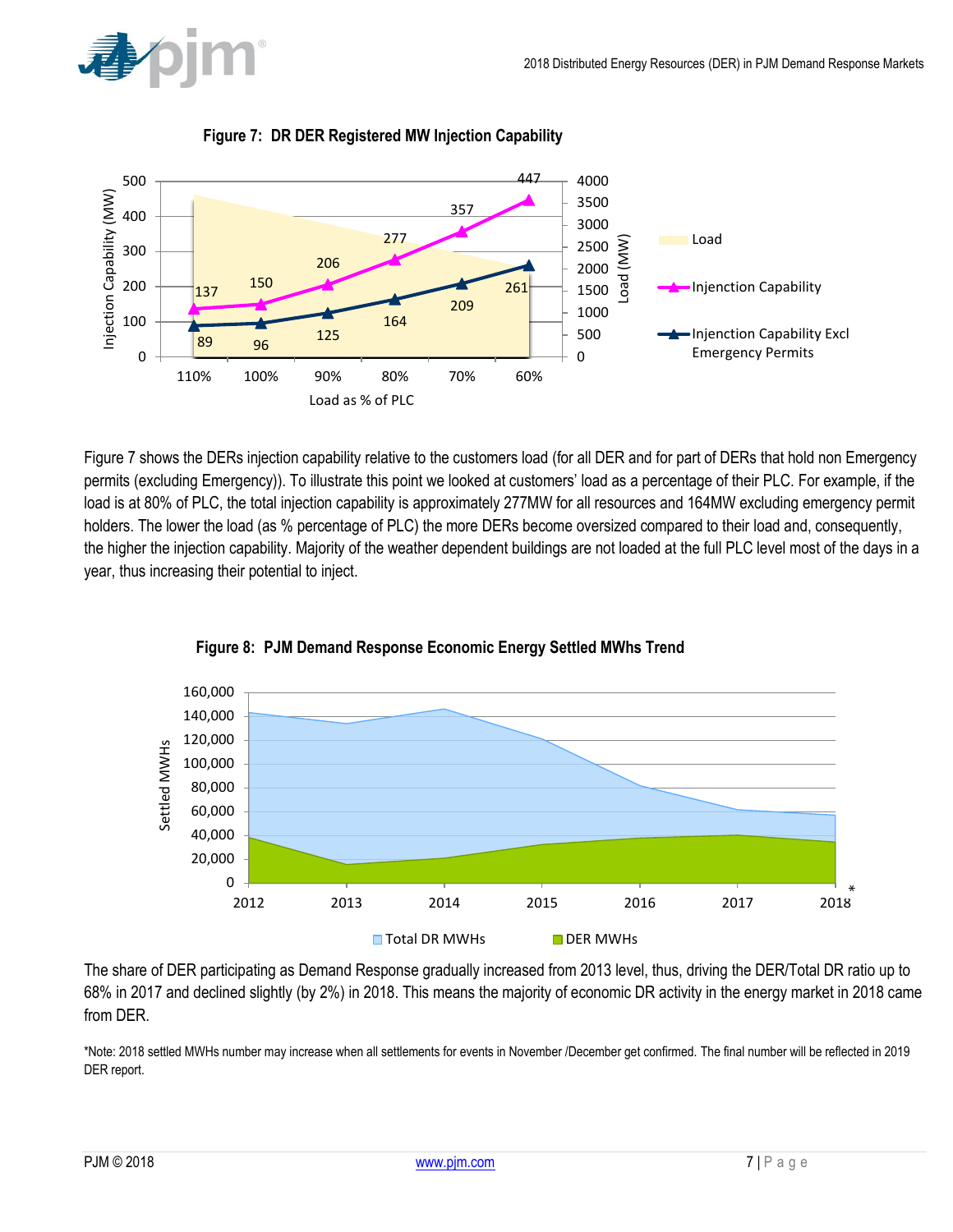**Figure 7: DR DER Registered MW Injection Capability**

Figure 7 shows the DERs injection capability relative to the customers load (for all DER and for part of DERs that hold non Emergency permits (excluding Emergency)). To illustrate this point we looked at customers' load as a percentage of their PLC. For example, if the load is at 80% of PLC, the total injection capability is approximately 277MW for all resources and 164MW excluding emergency permit holders. The lower the load (as % percentage of PLC) the more DERs become oversized compared to their load and, consequently, the higher the injection capability. Majority of the weather dependent buildings are not loaded at the full PLC level most of the days in a year, thus increasing their potential to inject.

**Figure 8: PJM Demand Response Economic Energy Settled MWhs Trend**

The share of DER participating as Demand Response gradually increased from 2013 level, thus, driving the DER/Total DR ratio up to 68% in 2017 and declined slightly (by 2%) in 2018. This means the majority of economic DR activity in the energy market in 2018 came from DER.

*Note: 2018 settled MWHs number may increase when all settlements for events in November /December get confirmed. The final number will be reflected in 2019 DER report.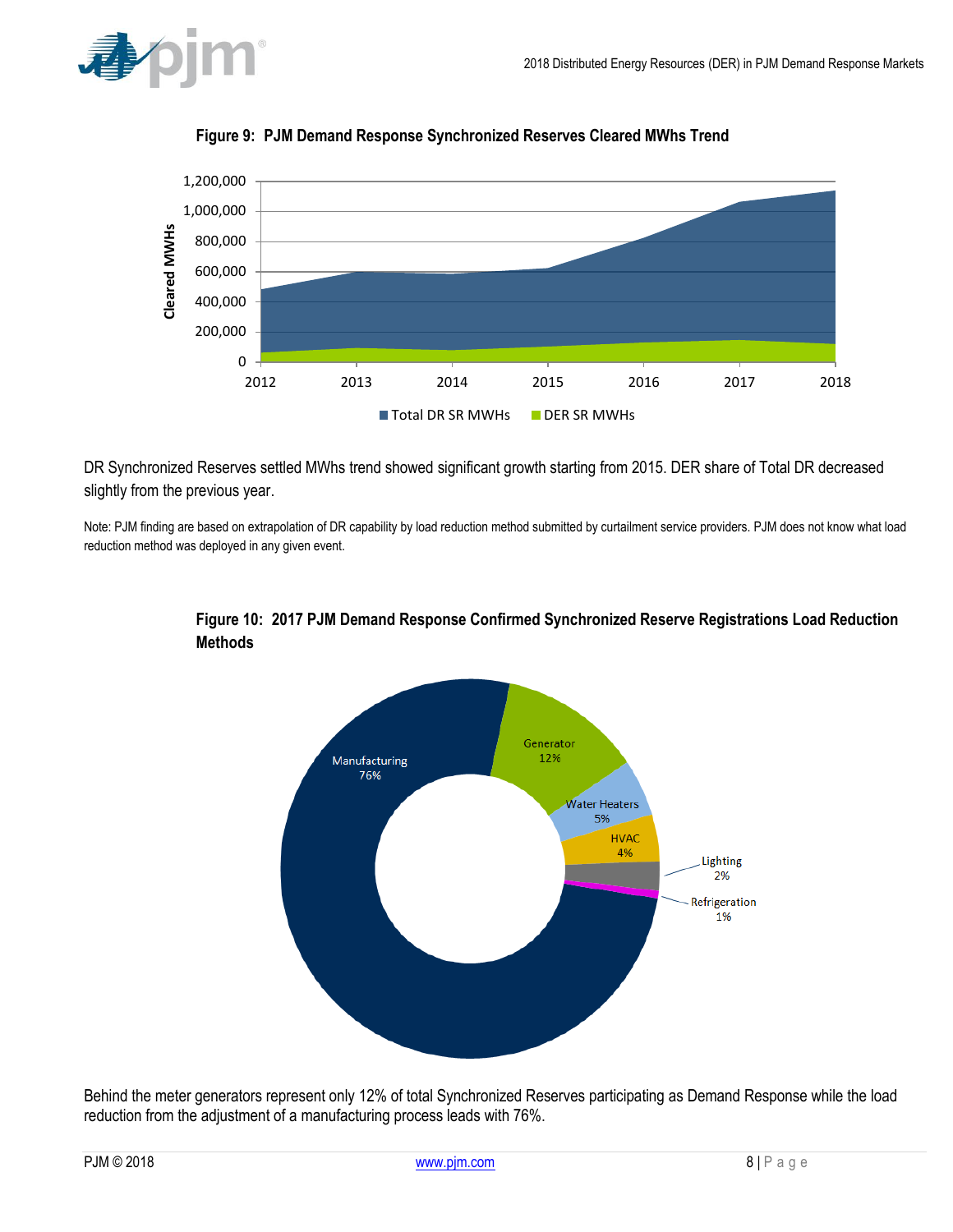**Figure 9: PJM Demand Response Synchronized Reserves Cleared MWhs Trend**

DR Synchronized Reserves settled MWhs trend showed significant growth starting from 2015. DER share of Total DR decreased slightly from the previous year.

Note: PJM finding are based on extrapolation of DR capability by load reduction method submitted by curtailment service providers. PJM does not know what load reduction method was deployed in any given event.

**Figure 10: 2017 PJM Demand Response Confirmed Synchronized Reserve Registrations Load Reduction Methods**

Behind the meter generators represent only 12% of total Synchronized Reserves participating as Demand Response while the load reduction from the adjustment of a manufacturing process leads with 76%.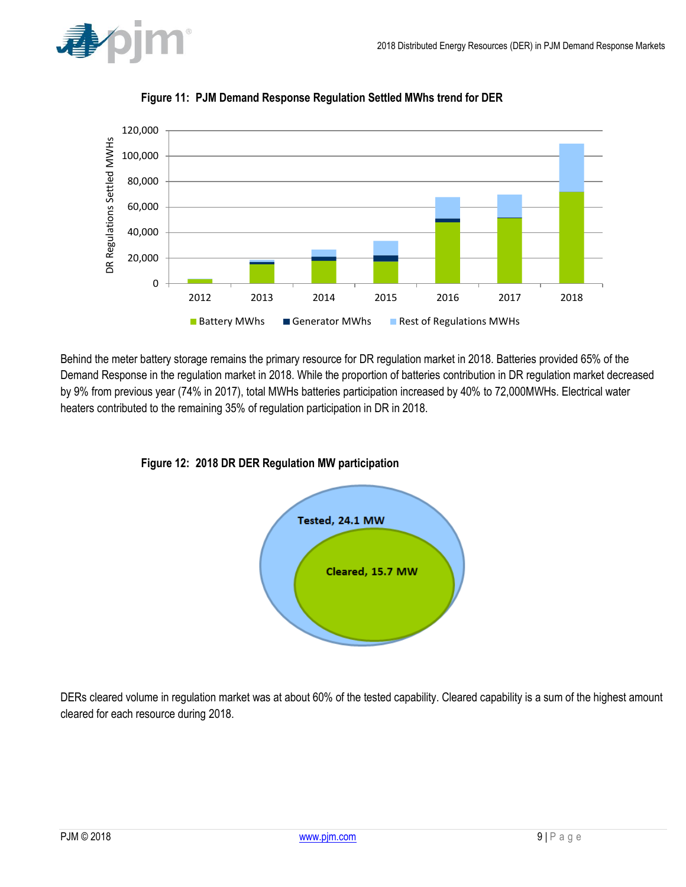**Figure 11: PJM Demand Response Regulation Settled MWhs trend for DER**

DR Regulations Settled MWHs

120,000
100,000
80,000
60,000
40,000
20,000
0

2012 2013 2014 2015 2016 2017 2018

Battery MWhs | Generator MWhs | Rest of Regulations MWHs

Behind the meter battery storage remains the primary resource for DR regulation market in 2018. Batteries provided 65% of the Demand Response in the regulation market in 2018. While the proportion of batteries contribution in DR regulation market decreased by 9% from previous year (74% in 2017), total MWHs batteries participation increased by 40% to 72,000MWHs. Electrical water heaters contributed to the remaining 35% of regulation participation in DR in 2018.

**Figure 12: 2018 DR DER Regulation MW participation**

Tested, 24.1 MW

Cleared, 15.7 MW

DERs cleared volume in regulation market was at about 60% of the tested capability. Cleared capability is a sum of the highest amount cleared for each resource during 2018.